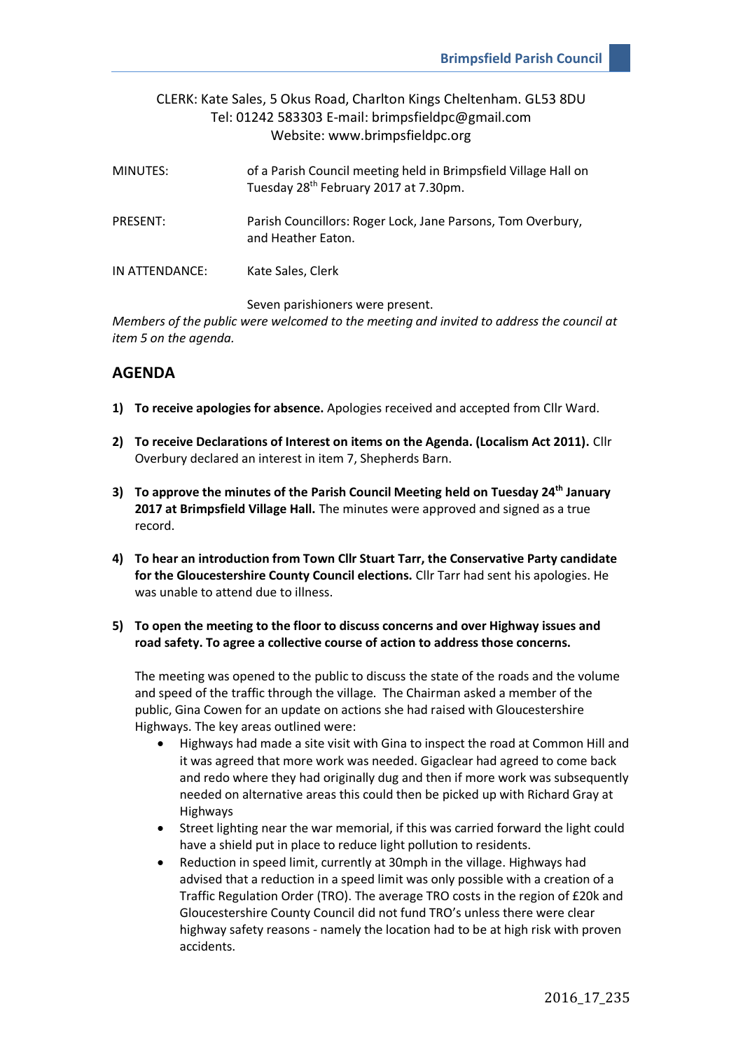CLERK: Kate Sales, 5 Okus Road, Charlton Kings Cheltenham. GL53 8DU
Tel: 01242 583303 E-mail: brimpsfieldpc@gmail.com
Website: www.brimpsfieldpc.org

| | |
|---|---|
| MINUTES: | of a Parish Council meeting held in Brimpsfield Village Hall on Tuesday 28th February 2017 at 7.30pm. |
| PRESENT: | Parish Councillors: Roger Lock, Jane Parsons, Tom Overbury, and Heather Eaton. |
| IN ATTENDANCE: | Kate Sales, Clerk |
| | Seven parishioners were present. |

*Members of the public were welcomed to the meeting and invited to address the council at item 5 on the agenda.*

## AGENDA

1) **To receive apologies for absence.** Apologies received and accepted from Cllr Ward.

2) **To receive Declarations of Interest on items on the Agenda. (Localism Act 2011).** Cllr Overbury declared an interest in item 7, Shepherds Barn.

3) **To approve the minutes of the Parish Council Meeting held on Tuesday 24th January 2017 at Brimpsfield Village Hall.** The minutes were approved and signed as a true record.

4) **To hear an introduction from Town Cllr Stuart Tarr, the Conservative Party candidate for the Gloucestershire County Council elections.** Cllr Tarr had sent his apologies. He was unable to attend due to illness.

5) **To open the meeting to the floor to discuss concerns and over Highway issues and road safety. To agree a collective course of action to address those concerns.**

   The meeting was opened to the public to discuss the state of the roads and the volume and speed of the traffic through the village. The Chairman asked a member of the public, Gina Cowen for an update on actions she had raised with Gloucestershire Highways. The key areas outlined were:

   - Highways had made a site visit with Gina to inspect the road at Common Hill and it was agreed that more work was needed. Gigaclear had agreed to come back and redo where they had originally dug and then if more work was subsequently needed on alternative areas this could then be picked up with Richard Gray at Highways
   - Street lighting near the war memorial, if this was carried forward the light could have a shield put in place to reduce light pollution to residents.
   - Reduction in speed limit, currently at 30mph in the village. Highways had advised that a reduction in a speed limit was only possible with a creation of a Traffic Regulation Order (TRO). The average TRO costs in the region of £20k and Gloucestershire County Council did not fund TRO's unless there were clear highway safety reasons - namely the location had to be at high risk with proven accidents.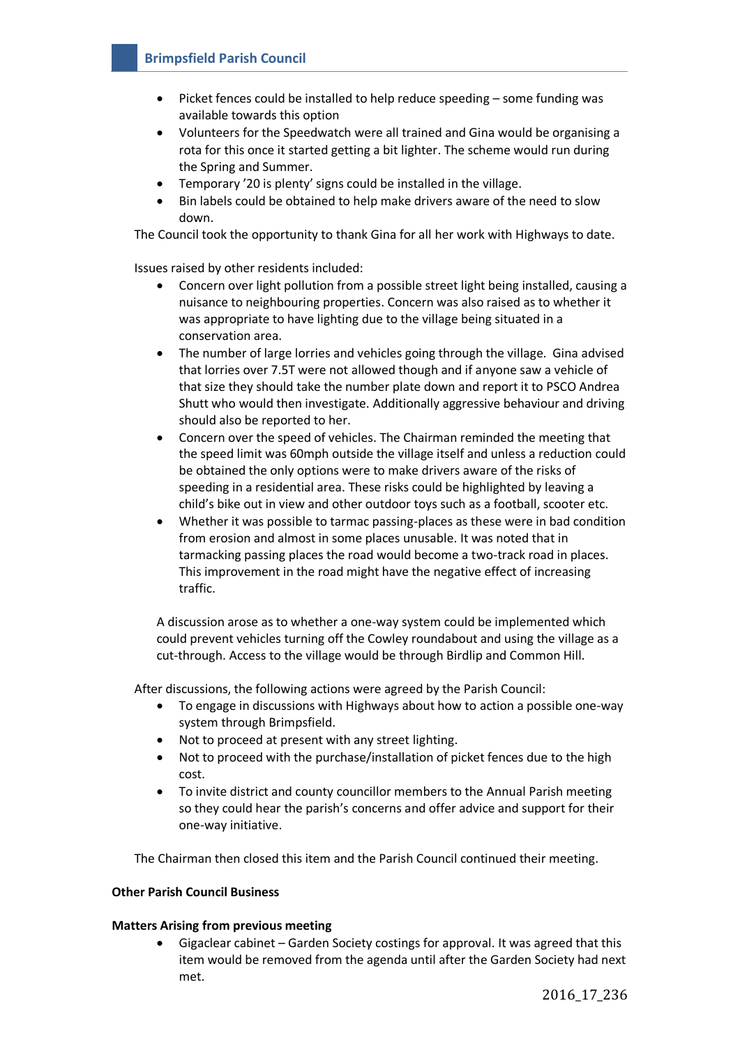- Picket fences could be installed to help reduce speeding – some funding was available towards this option
- Volunteers for the Speedwatch were all trained and Gina would be organising a rota for this once it started getting a bit lighter. The scheme would run during the Spring and Summer.
- Temporary '20 is plenty' signs could be installed in the village.
- Bin labels could be obtained to help make drivers aware of the need to slow down.

The Council took the opportunity to thank Gina for all her work with Highways to date.

Issues raised by other residents included:

- Concern over light pollution from a possible street light being installed, causing a nuisance to neighbouring properties. Concern was also raised as to whether it was appropriate to have lighting due to the village being situated in a conservation area.
- The number of large lorries and vehicles going through the village. Gina advised that lorries over 7.5T were not allowed though and if anyone saw a vehicle of that size they should take the number plate down and report it to PSCO Andrea Shutt who would then investigate. Additionally aggressive behaviour and driving should also be reported to her.
- Concern over the speed of vehicles. The Chairman reminded the meeting that the speed limit was 60mph outside the village itself and unless a reduction could be obtained the only options were to make drivers aware of the risks of speeding in a residential area. These risks could be highlighted by leaving a child's bike out in view and other outdoor toys such as a football, scooter etc.
- Whether it was possible to tarmac passing-places as these were in bad condition from erosion and almost in some places unusable. It was noted that in tarmacking passing places the road would become a two-track road in places. This improvement in the road might have the negative effect of increasing traffic.

A discussion arose as to whether a one-way system could be implemented which could prevent vehicles turning off the Cowley roundabout and using the village as a cut-through. Access to the village would be through Birdlip and Common Hill.

After discussions, the following actions were agreed by the Parish Council:

- To engage in discussions with Highways about how to action a possible one-way system through Brimpsfield.
- Not to proceed at present with any street lighting.
- Not to proceed with the purchase/installation of picket fences due to the high cost.
- To invite district and county councillor members to the Annual Parish meeting so they could hear the parish's concerns and offer advice and support for their one-way initiative.

The Chairman then closed this item and the Parish Council continued their meeting.

**Other Parish Council Business**

**Matters Arising from previous meeting**

- Gigaclear cabinet – Garden Society costings for approval. It was agreed that this item would be removed from the agenda until after the Garden Society had next met.

2016_17_236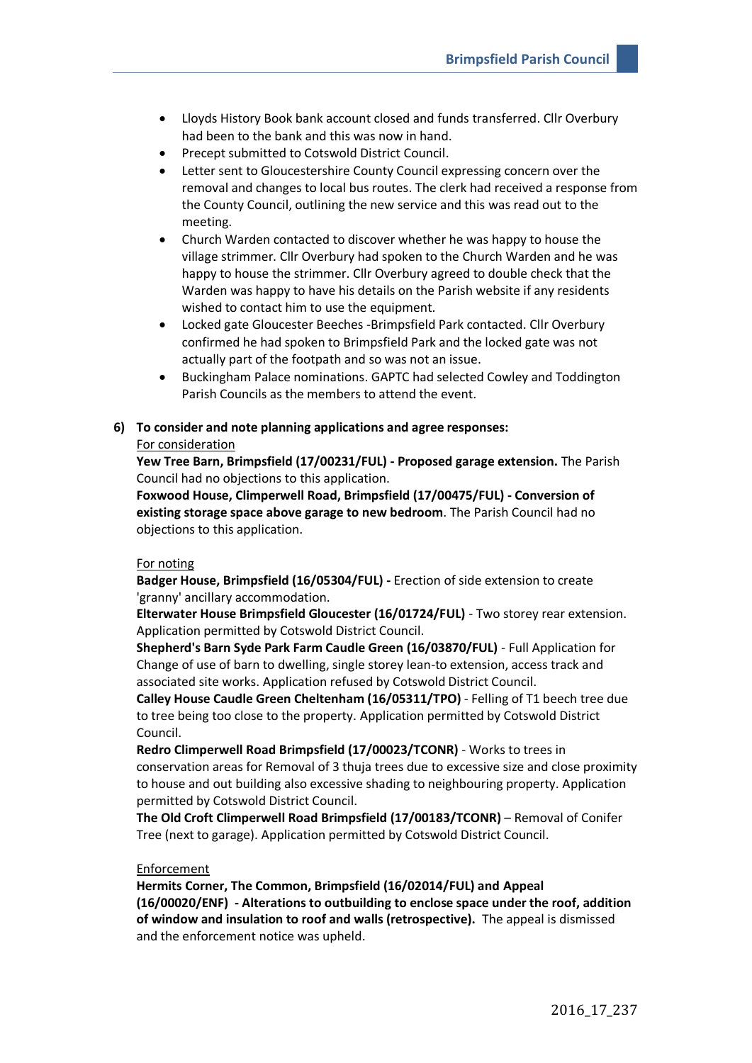- Lloyds History Book bank account closed and funds transferred. Cllr Overbury had been to the bank and this was now in hand.
- Precept submitted to Cotswold District Council.
- Letter sent to Gloucestershire County Council expressing concern over the removal and changes to local bus routes. The clerk had received a response from the County Council, outlining the new service and this was read out to the meeting.
- Church Warden contacted to discover whether he was happy to house the village strimmer. Cllr Overbury had spoken to the Church Warden and he was happy to house the strimmer. Cllr Overbury agreed to double check that the Warden was happy to have his details on the Parish website if any residents wished to contact him to use the equipment.
- Locked gate Gloucester Beeches -Brimpsfield Park contacted. Cllr Overbury confirmed he had spoken to Brimpsfield Park and the locked gate was not actually part of the footpath and so was not an issue.
- Buckingham Palace nominations. GAPTC had selected Cowley and Toddington Parish Councils as the members to attend the event.

**6) To consider and note planning applications and agree responses:**

For consideration

**Yew Tree Barn, Brimpsfield (17/00231/FUL) - Proposed garage extension.** The Parish Council had no objections to this application.

**Foxwood House, Climperwell Road, Brimpsfield (17/00475/FUL) - Conversion of existing storage space above garage to new bedroom**. The Parish Council had no objections to this application.

For noting

**Badger House, Brimpsfield (16/05304/FUL) -** Erection of side extension to create 'granny' ancillary accommodation.

**Elterwater House Brimpsfield Gloucester (16/01724/FUL)** - Two storey rear extension. Application permitted by Cotswold District Council.

**Shepherd's Barn Syde Park Farm Caudle Green (16/03870/FUL)** - Full Application for Change of use of barn to dwelling, single storey lean-to extension, access track and associated site works. Application refused by Cotswold District Council.

**Calley House Caudle Green Cheltenham (16/05311/TPO)** - Felling of T1 beech tree due to tree being too close to the property. Application permitted by Cotswold District Council.

**Redro Climperwell Road Brimpsfield (17/00023/TCONR)** - Works to trees in conservation areas for Removal of 3 thuja trees due to excessive size and close proximity to house and out building also excessive shading to neighbouring property. Application permitted by Cotswold District Council.

**The Old Croft Climperwell Road Brimpsfield (17/00183/TCONR)** – Removal of Conifer Tree (next to garage). Application permitted by Cotswold District Council.

Enforcement

**Hermits Corner, The Common, Brimpsfield (16/02014/FUL) and Appeal (16/00020/ENF) - Alterations to outbuilding to enclose space under the roof, addition of window and insulation to roof and walls (retrospective).** The appeal is dismissed and the enforcement notice was upheld.

2016_17_237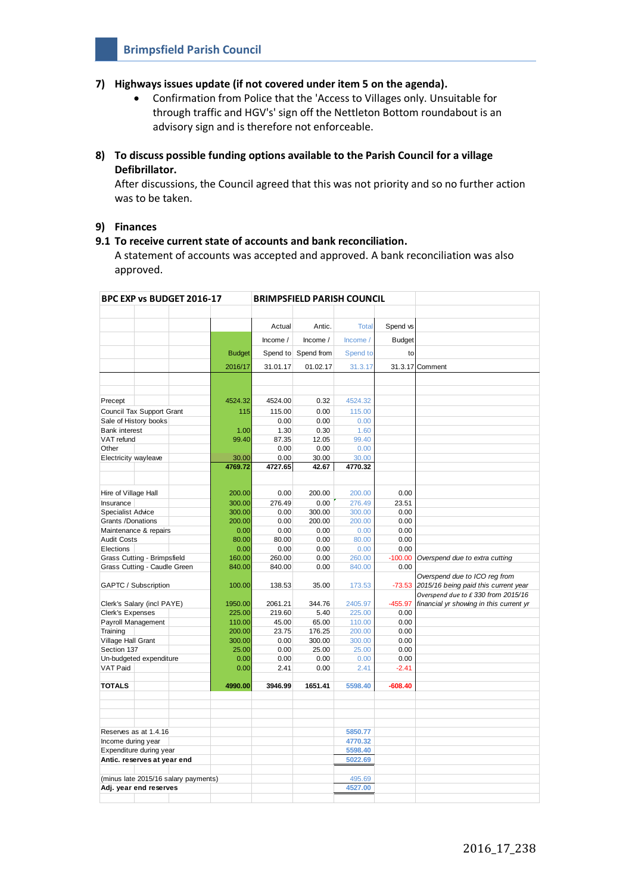## 7) Highways issues update (if not covered under item 5 on the agenda).

- Confirmation from Police that the 'Access to Villages only. Unsuitable for through traffic and HGV's' sign off the Nettleton Bottom roundabout is an advisory sign and is therefore not enforceable.

## 8) To discuss possible funding options available to the Parish Council for a village Defibrillator.

After discussions, the Council agreed that this was not priority and so no further action was to be taken.

## 9) Finances

### 9.1 To receive current state of accounts and bank reconciliation.

A statement of accounts was accepted and approved. A bank reconciliation was also approved.

| BPC EXP vs BUDGET 2016-17 | BRIMPSFIELD PARISH COUNCIL | | | | | |
|---|---|---|---|---|---|---|
| | Budget 2016/17 | Actual Income / Spend to 31.01.17 | Antic. Income / Spend from 01.02.17 | Total Income / Spend to 31.3.17 | Spend vs Budget to 31.3.17 | Comment |
| Precept | 4524.32 | 4524.00 | 0.32 | 4524.32 | | |
| Council Tax Support Grant | 115 | 115.00 | 0.00 | 115.00 | | |
| Sale of History books | | 0.00 | 0.00 | 0.00 | | |
| Bank interest | 1.00 | 1.30 | 0.30 | 1.60 | | |
| VAT refund | 99.40 | 87.35 | 12.05 | 99.40 | | |
| Other | | 0.00 | 0.00 | 0.00 | | |
| Electricity wayleave | 30.00 | 0.00 | 30.00 | 30.00 | | |
| | 4769.72 | 4727.65 | 42.67 | 4770.32 | | |
| Hire of Village Hall | 200.00 | 0.00 | 200.00 | 200.00 | 0.00 | |
| Insurance | 300.00 | 276.49 | 0.00 | 276.49 | 23.51 | |
| Specialist Advice | 300.00 | 0.00 | 300.00 | 300.00 | 0.00 | |
| Grants /Donations | 200.00 | 0.00 | 200.00 | 200.00 | 0.00 | |
| Maintenance & repairs | 0.00 | 0.00 | 0.00 | 0.00 | 0.00 | |
| Audit Costs | 80.00 | 80.00 | 0.00 | 80.00 | 0.00 | |
| Elections | 0.00 | 0.00 | 0.00 | 0.00 | 0.00 | |
| Grass Cutting - Brimpsfield | 160.00 | 260.00 | 0.00 | 260.00 | -100.00 | *Overspend due to extra cutting* |
| Grass Cutting - Caudle Green | 840.00 | 840.00 | 0.00 | 840.00 | 0.00 | |
| GAPTC / Subscription | 100.00 | 138.53 | 35.00 | 173.53 | -73.53 | *Overspend due to ICO reg from 2015/16 being paid this current year* |
| Clerk's Salary (incl PAYE) | 1950.00 | 2061.21 | 344.76 | 2405.97 | -455.97 | *Overspend due to £ 330 from 2015/16 financial yr showing in this current yr* |
| Clerk's Expenses | 225.00 | 219.60 | 5.40 | 225.00 | 0.00 | |
| Payroll Management | 110.00 | 45.00 | 65.00 | 110.00 | 0.00 | |
| Training | 200.00 | 23.75 | 176.25 | 200.00 | 0.00 | |
| Village Hall Grant | 300.00 | 0.00 | 300.00 | 300.00 | 0.00 | |
| Section 137 | 25.00 | 0.00 | 25.00 | 25.00 | 0.00 | |
| Un-budgeted expenditure | 0.00 | 0.00 | 0.00 | 0.00 | 0.00 | |
| VAT Paid | 0.00 | 2.41 | 0.00 | 2.41 | -2.41 | |
| **TOTALS** | **4990.00** | **3946.99** | **1651.41** | **5598.40** | **-608.40** | |
| Reserves as at 1.4.16 | | | | 5850.77 | | |
| Income during year | | | | 4770.32 | | |
| Expenditure during year | | | | 5598.40 | | |
| **Antic. reserves at year end** | | | | 5022.69 | | |
| (minus late 2015/16 salary payments) | | | | 495.69 | | |
| **Adj. year end reserves** | | | | 4527.00 | | |

2016_17_238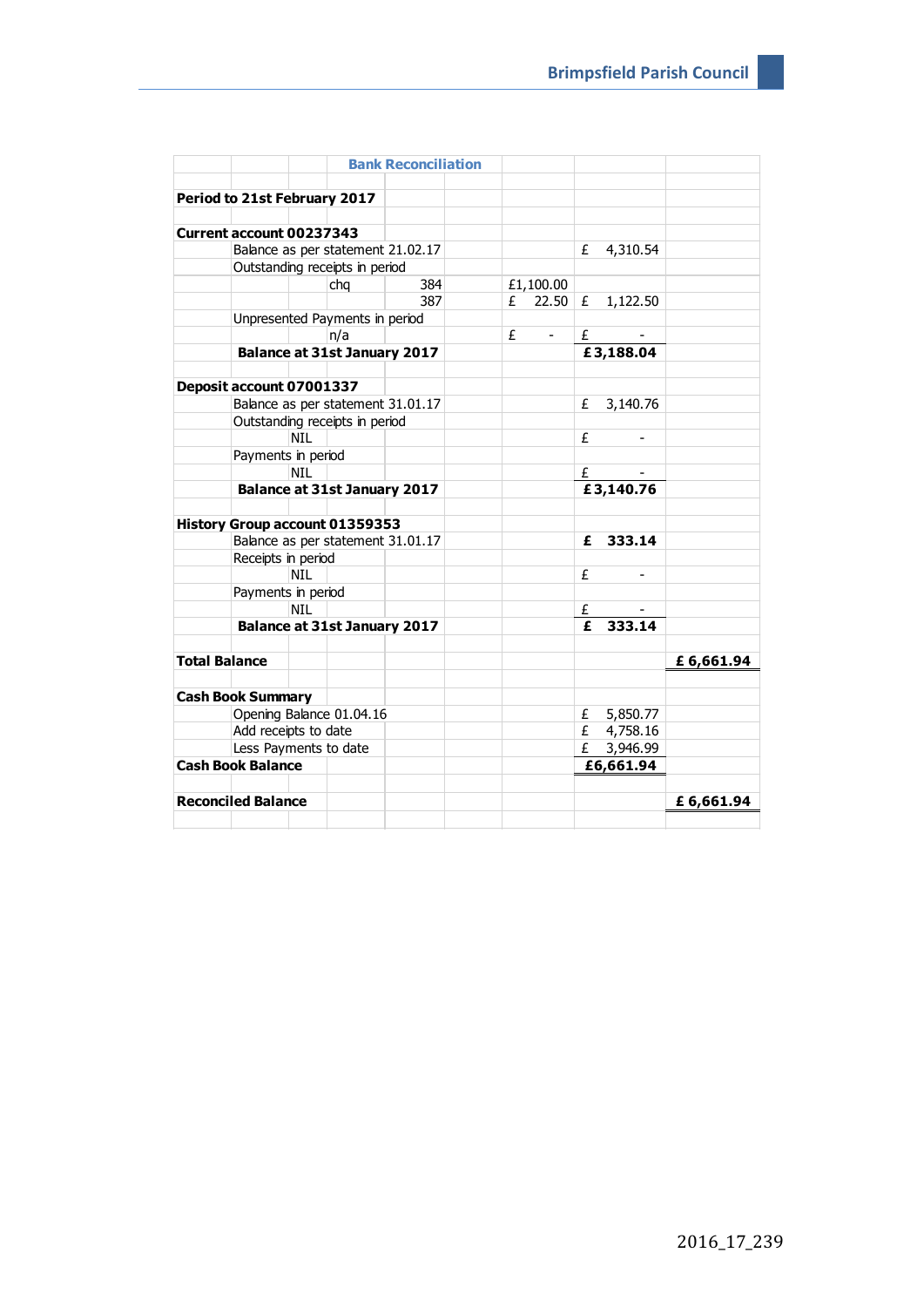## Bank Reconciliation

| | | | | | | |
|---|---|---|---|---|---|---|
| **Period to 21st February 2017** | | | | | | |
| | | | | | | |
| **Current account 00237343** | | | | | | |
| | Balance as per statement 21.02.17 | | | | £ 4,310.54 | |
| | Outstanding receipts in period | | | | | |
| | | chq | 384 | £1,100.00 | | |
| | | | 387 | £ 22.50 | £ 1,122.50 | |
| | Unpresented Payments in period | | | | | |
| | | n/a | | £ - | £ - | |
| | **Balance at 31st January 2017** | | | | **£3,188.04** | |
| | | | | | | |
| **Deposit account 07001337** | | | | | | |
| | Balance as per statement 31.01.17 | | | | £ 3,140.76 | |
| | Outstanding receipts in period | | | | | |
| | NIL | | | | £ - | |
| | Payments in period | | | | | |
| | NIL | | | | £ - | |
| | **Balance at 31st January 2017** | | | | **£3,140.76** | |
| | | | | | | |
| **History Group account 01359353** | | | | | | |
| | Balance as per statement 31.01.17 | | | | **£ 333.14** | |
| | Receipts in period | | | | | |
| | NIL | | | | £ - | |
| | Payments in period | | | | | |
| | NIL | | | | £ - | |
| | **Balance at 31st January 2017** | | | | **£ 333.14** | |
| | | | | | | |
| **Total Balance** | | | | | | **£ 6,661.94** |
| | | | | | | |
| **Cash Book Summary** | | | | | | |
| | Opening Balance 01.04.16 | | | | £ 5,850.77 | |
| | Add receipts to date | | | | £ 4,758.16 | |
| | Less Payments to date | | | | £ 3,946.99 | |
| **Cash Book Balance** | | | | | **£6,661.94** | |
| | | | | | | |
| **Reconciled Balance** | | | | | | **£ 6,661.94** |

2016_17_239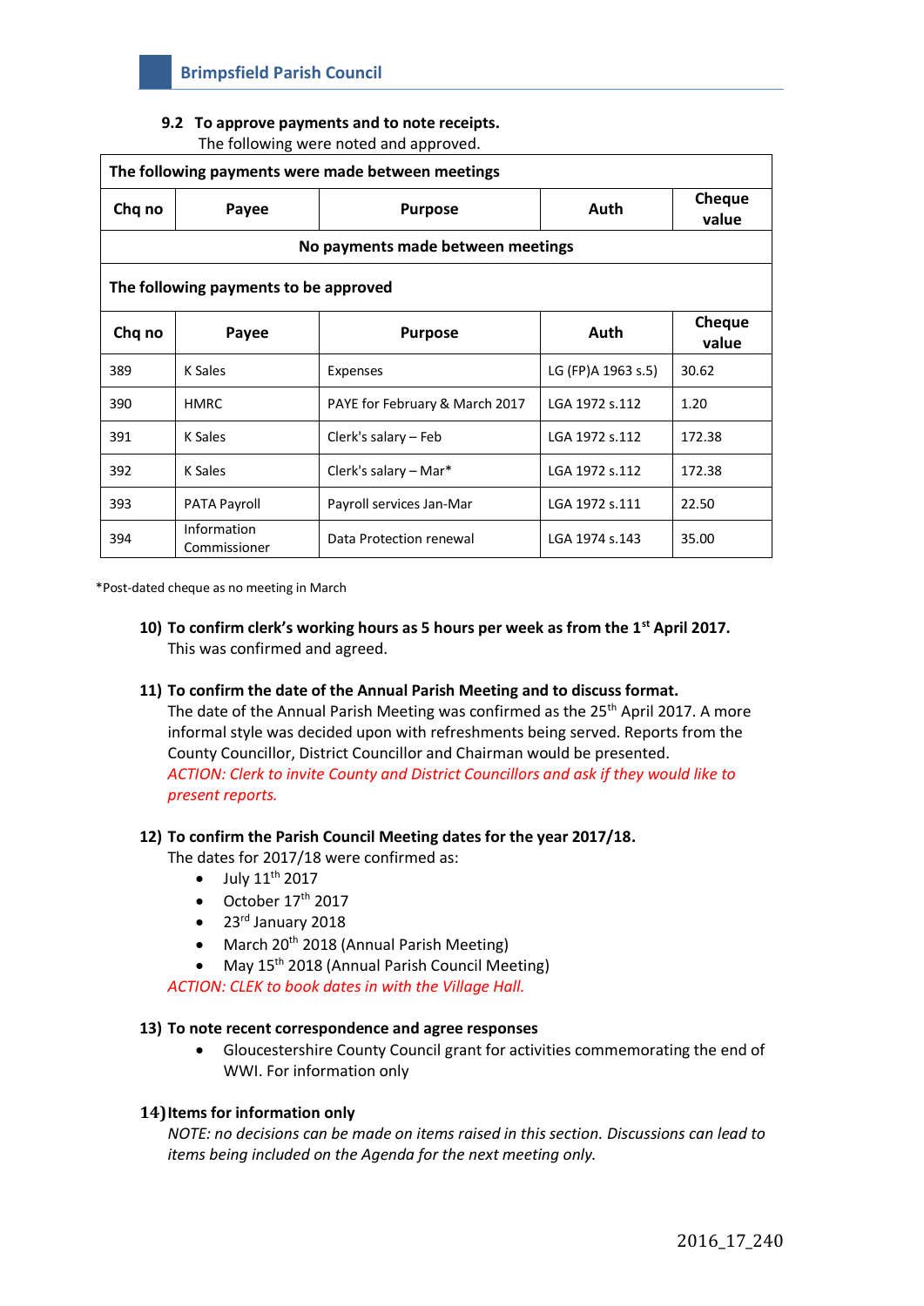**9.2 To approve payments and to note receipts.**
The following were noted and approved.

| The following payments were made between meetings | | | | |
|---|---|---|---|---|
| **Chq no** | **Payee** | **Purpose** | **Auth** | **Cheque value** |
| **No payments made between meetings** | | | | |
| **The following payments to be approved** | | | | |
| **Chq no** | **Payee** | **Purpose** | **Auth** | **Cheque value** |
| 389 | K Sales | Expenses | LG (FP)A 1963 s.5) | 30.62 |
| 390 | HMRC | PAYE for February & March 2017 | LGA 1972 s.112 | 1.20 |
| 391 | K Sales | Clerk's salary – Feb | LGA 1972 s.112 | 172.38 |
| 392 | K Sales | Clerk's salary – Mar* | LGA 1972 s.112 | 172.38 |
| 393 | PATA Payroll | Payroll services Jan-Mar | LGA 1972 s.111 | 22.50 |
| 394 | Information Commissioner | Data Protection renewal | LGA 1974 s.143 | 35.00 |

*Post-dated cheque as no meeting in March

**10) To confirm clerk's working hours as 5 hours per week as from the 1st April 2017.**
This was confirmed and agreed.

**11) To confirm the date of the Annual Parish Meeting and to discuss format.**
The date of the Annual Parish Meeting was confirmed as the 25th April 2017. A more informal style was decided upon with refreshments being served. Reports from the County Councillor, District Councillor and Chairman would be presented.
*ACTION: Clerk to invite County and District Councillors and ask if they would like to present reports.*

**12) To confirm the Parish Council Meeting dates for the year 2017/18.**
The dates for 2017/18 were confirmed as:

- July 11th 2017
- October 17th 2017
- 23rd January 2018
- March 20th 2018 (Annual Parish Meeting)
- May 15th 2018 (Annual Parish Council Meeting)

*ACTION: CLEK to book dates in with the Village Hall.*

**13) To note recent correspondence and agree responses**

- Gloucestershire County Council grant for activities commemorating the end of WWI. For information only

**14) Items for information only**
*NOTE: no decisions can be made on items raised in this section. Discussions can lead to items being included on the Agenda for the next meeting only.*

2016_17_240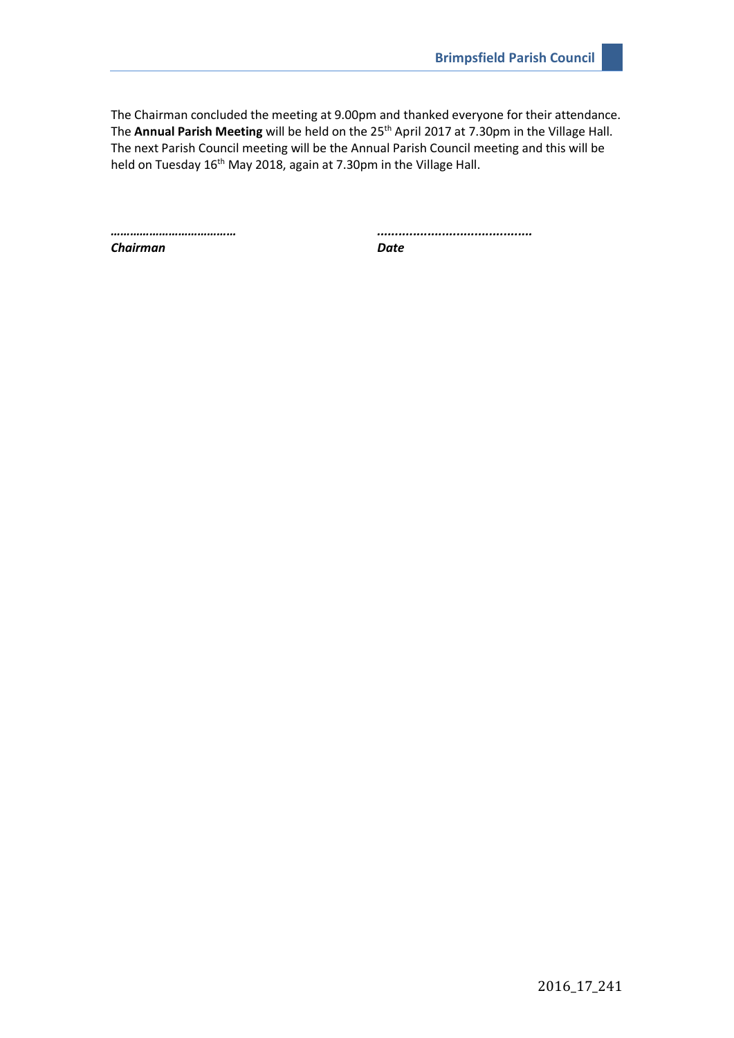The Chairman concluded the meeting at 9.00pm and thanked everyone for their attendance. The **Annual Parish Meeting** will be held on the 25th April 2017 at 7.30pm in the Village Hall. The next Parish Council meeting will be the Annual Parish Council meeting and this will be held on Tuesday 16th May 2018, again at 7.30pm in the Village Hall.

***………………………………***   ***…………………………………….***
***Chairman***   ***Date***

2016_17_241